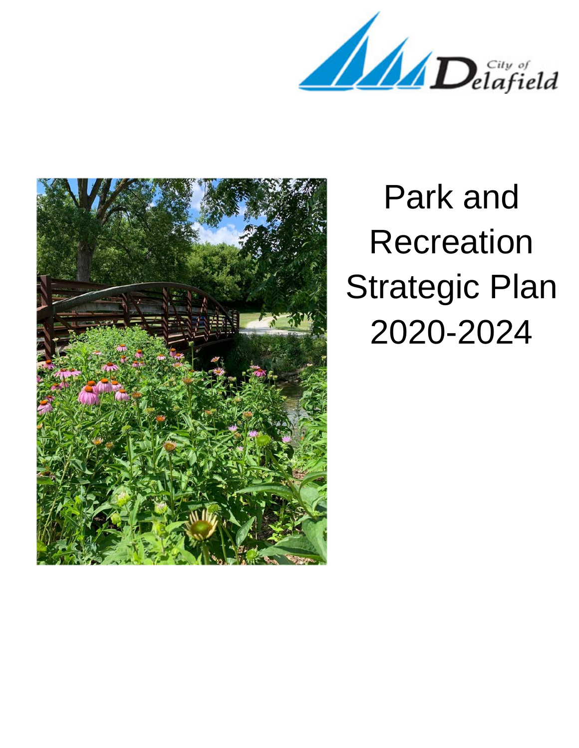City of Delafield

# Park and Recreation Strategic Plan 2020-2024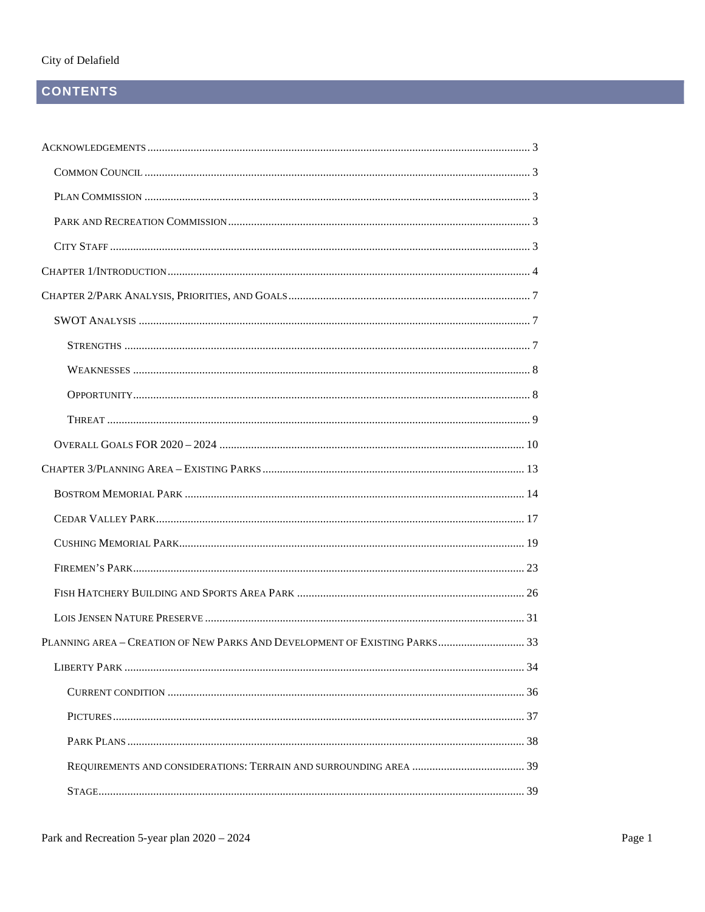# CONTENTS

- Acknowledgements ... 3
  - Common Council ... 3
  - Plan Commission ... 3
  - Park and Recreation Commission ... 3
  - City Staff ... 3
- Chapter 1/Introduction ... 4
- Chapter 2/Park Analysis, Priorities, and Goals ... 7
  - SWOT Analysis ... 7
    - Strengths ... 7
    - Weaknesses ... 8
    - Opportunity ... 8
    - Threat ... 9
  - Overall Goals FOR 2020 – 2024 ... 10
- Chapter 3/Planning Area – Existing Parks ... 13
  - Bostrom Memorial Park ... 14
  - Cedar Valley Park ... 17
  - Cushing Memorial Park ... 19
  - Firemen's Park ... 23
  - Fish Hatchery Building and Sports Area Park ... 26
  - Lois Jensen Nature Preserve ... 31
- Planning area – Creation of New Parks And Development of Existing Parks ... 33
  - Liberty Park ... 34
    - Current condition ... 36
    - Pictures ... 37
    - Park Plans ... 38
    - Requirements and considerations: Terrain and surrounding area ... 39
    - Stage ... 39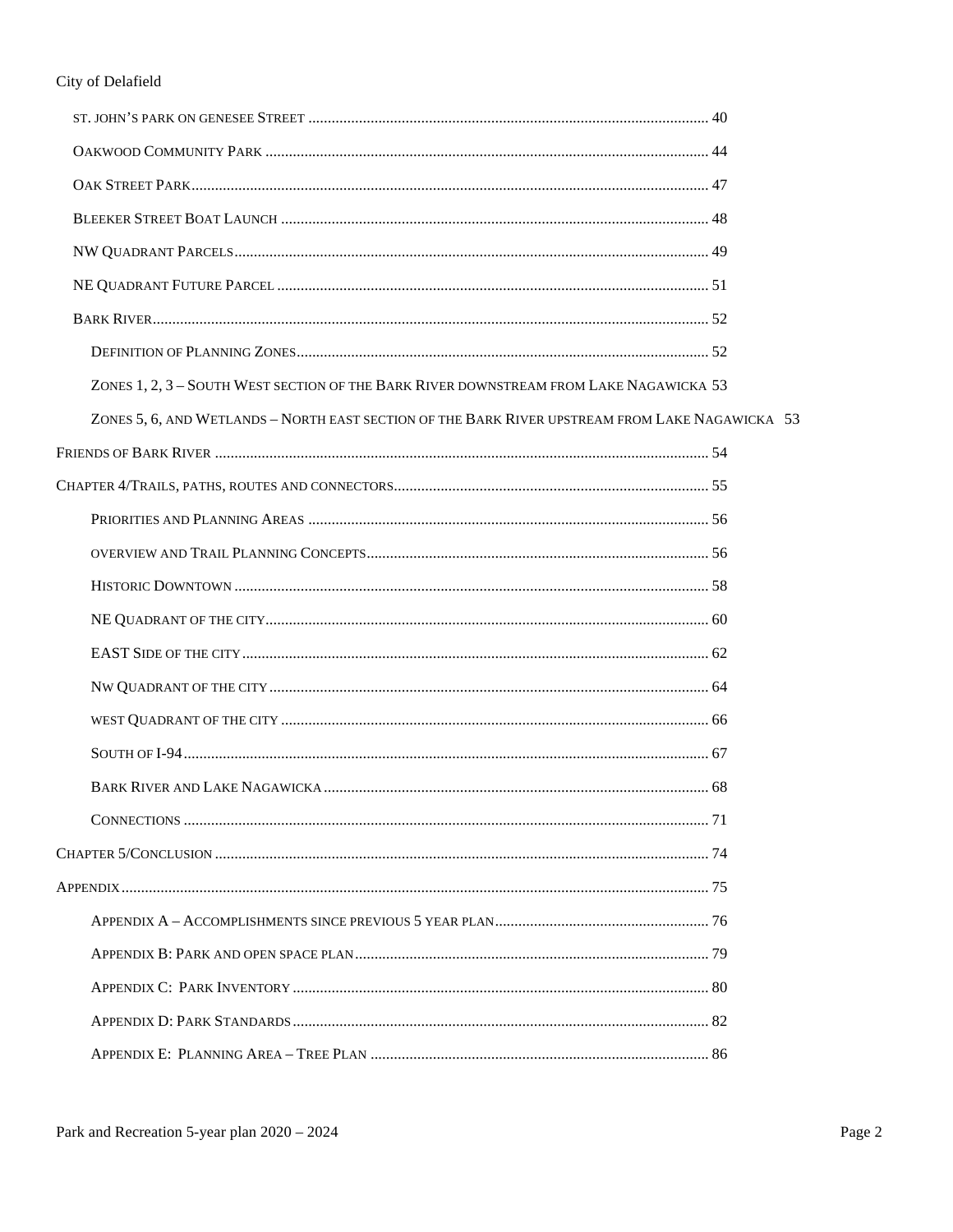ST. JOHN'S PARK ON GENESEE STREET ........ 40

OAKWOOD COMMUNITY PARK ........ 44

OAK STREET PARK ........ 47

BLEEKER STREET BOAT LAUNCH ........ 48

NW QUADRANT PARCELS ........ 49

NE QUADRANT FUTURE PARCEL ........ 51

BARK RIVER ........ 52

- DEFINITION OF PLANNING ZONES ........ 52
- ZONES 1, 2, 3 – SOUTH WEST SECTION OF THE BARK RIVER DOWNSTREAM FROM LAKE NAGAWICKA 53
- ZONES 5, 6, AND WETLANDS – NORTH EAST SECTION OF THE BARK RIVER UPSTREAM FROM LAKE NAGAWICKA 53

FRIENDS OF BARK RIVER ........ 54

CHAPTER 4/TRAILS, PATHS, ROUTES AND CONNECTORS ........ 55

- PRIORITIES AND PLANNING AREAS ........ 56
- OVERVIEW AND TRAIL PLANNING CONCEPTS ........ 56
- HISTORIC DOWNTOWN ........ 58
- NE QUADRANT OF THE CITY ........ 60
- EAST SIDE OF THE CITY ........ 62
- NW QUADRANT OF THE CITY ........ 64
- WEST QUADRANT OF THE CITY ........ 66
- SOUTH OF I-94 ........ 67
- BARK RIVER AND LAKE NAGAWICKA ........ 68
- CONNECTIONS ........ 71

CHAPTER 5/CONCLUSION ........ 74

APPENDIX ........ 75

- APPENDIX A – ACCOMPLISHMENTS SINCE PREVIOUS 5 YEAR PLAN ........ 76
- APPENDIX B: PARK AND OPEN SPACE PLAN ........ 79
- APPENDIX C: PARK INVENTORY ........ 80
- APPENDIX D: PARK STANDARDS ........ 82
- APPENDIX E: PLANNING AREA – TREE PLAN ........ 86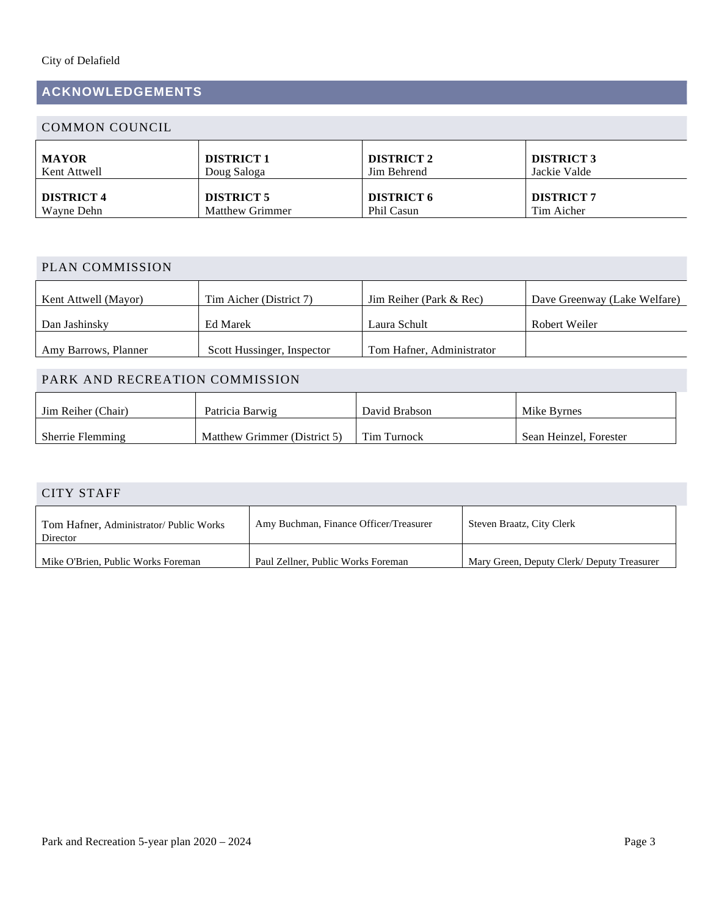## ACKNOWLEDGEMENTS

### COMMON COUNCIL

| | | | |
|---|---|---|---|
| **MAYOR**<br>Kent Attwell | **DISTRICT 1**<br>Doug Saloga | **DISTRICT 2**<br>Jim Behrend | **DISTRICT 3**<br>Jackie Valde |
| **DISTRICT 4**<br>Wayne Dehn | **DISTRICT 5**<br>Matthew Grimmer | **DISTRICT 6**<br>Phil Casun | **DISTRICT 7**<br>Tim Aicher |

### PLAN COMMISSION

| | | | |
|---|---|---|---|
| Kent Attwell (Mayor) | Tim Aicher (District 7) | Jim Reiher (Park & Rec) | Dave Greenway (Lake Welfare) |
| Dan Jashinsky | Ed Marek | Laura Schult | Robert Weiler |
| Amy Barrows, Planner | Scott Hussinger, Inspector | Tom Hafner, Administrator | |

### PARK AND RECREATION COMMISSION

| | | | |
|---|---|---|---|
| Jim Reiher (Chair) | Patricia Barwig | David Brabson | Mike Byrnes |
| Sherrie Flemming | Matthew Grimmer (District 5) | Tim Turnock | Sean Heinzel, Forester |

### CITY STAFF

| | | |
|---|---|---|
| Tom Hafner, Administrator/ Public Works Director | Amy Buchman, Finance Officer/Treasurer | Steven Braatz, City Clerk |
| Mike O'Brien, Public Works Foreman | Paul Zellner, Public Works Foreman | Mary Green, Deputy Clerk/ Deputy Treasurer |